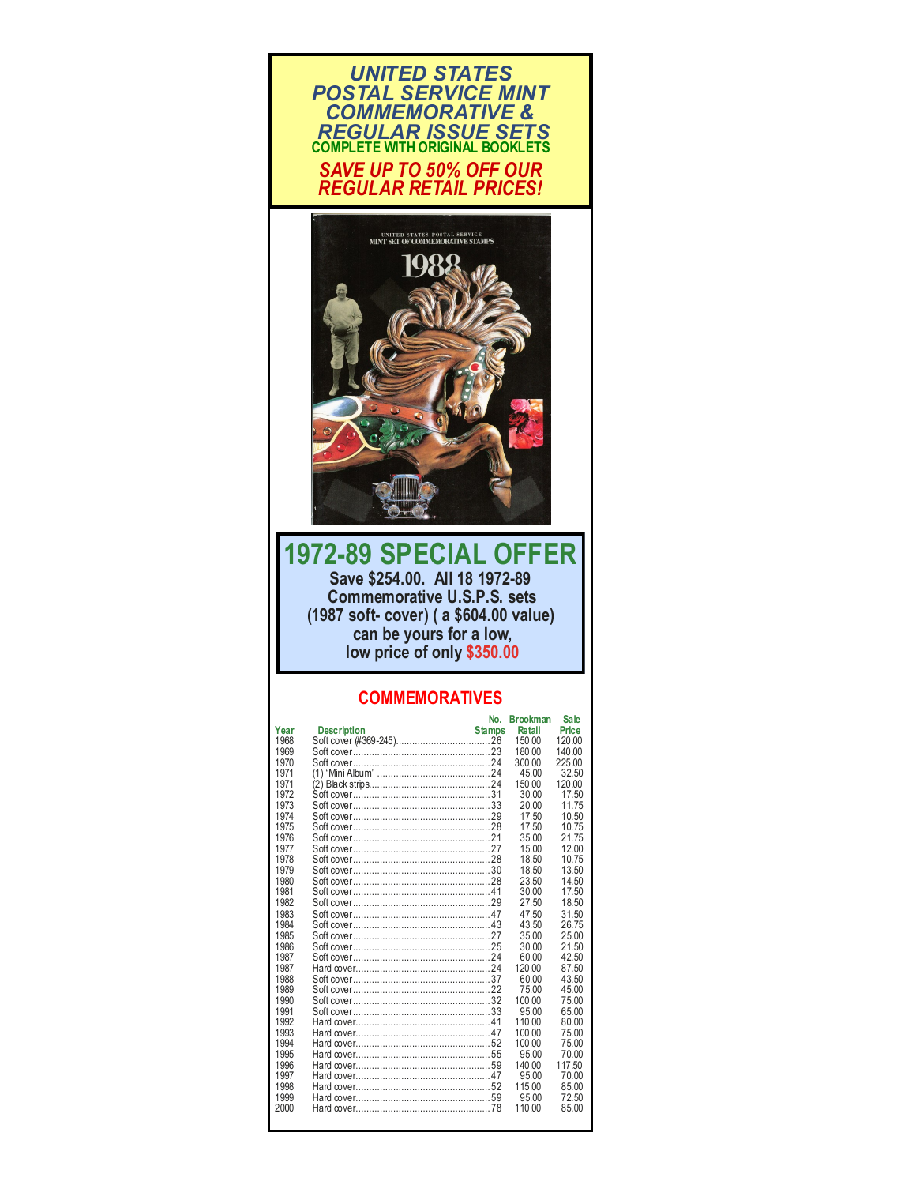# UNITED STATES POSTAL SERVICE MINT COMMEMORATIVE & REGULAR ISSUE SETS

**COMPLETE WITH ORIGINAL BOOKLETS**

***SAVE UP TO 50% OFF OUR REGULAR RETAIL PRICES!***

## 1972-89 SPECIAL OFFER

**Save $254.00. All 18 1972-89 Commemorative U.S.P.S. sets (1987 soft- cover) ( a $604.00 value) can be yours for a low, low price of only $350.00**

### COMMEMORATIVES

| Year | Description | No. Stamps | Brookman Retail | Sale Price |
|---|---|---|---|---|
| 1968 | Soft cover (#369-245) | 26 | 150.00 | 120.00 |
| 1969 | Soft cover | 23 | 180.00 | 140.00 |
| 1970 | Soft cover | 24 | 300.00 | 225.00 |
| 1971 | (1) "Mini Album" | 24 | 45.00 | 32.50 |
| 1971 | (2) Black strips | 24 | 150.00 | 120.00 |
| 1972 | Soft cover | 31 | 30.00 | 17.50 |
| 1973 | Soft cover | 33 | 20.00 | 11.75 |
| 1974 | Soft cover | 29 | 17.50 | 10.50 |
| 1975 | Soft cover | 28 | 17.50 | 10.75 |
| 1976 | Soft cover | 21 | 35.00 | 21.75 |
| 1977 | Soft cover | 27 | 15.00 | 12.00 |
| 1978 | Soft cover | 28 | 18.50 | 10.75 |
| 1979 | Soft cover | 30 | 18.50 | 13.50 |
| 1980 | Soft cover | 28 | 23.50 | 14.50 |
| 1981 | Soft cover | 41 | 30.00 | 17.50 |
| 1982 | Soft cover | 29 | 27.50 | 18.50 |
| 1983 | Soft cover | 47 | 47.50 | 31.50 |
| 1984 | Soft cover | 43 | 43.50 | 26.75 |
| 1985 | Soft cover | 27 | 35.00 | 25.00 |
| 1986 | Soft cover | 25 | 30.00 | 21.50 |
| 1987 | Soft cover | 24 | 60.00 | 42.50 |
| 1987 | Hard cover | 24 | 120.00 | 87.50 |
| 1988 | Soft cover | 37 | 60.00 | 43.50 |
| 1989 | Soft cover | 22 | 75.00 | 45.00 |
| 1990 | Soft cover | 32 | 100.00 | 75.00 |
| 1991 | Soft cover | 33 | 95.00 | 65.00 |
| 1992 | Hard cover | 41 | 110.00 | 80.00 |
| 1993 | Hard cover | 47 | 100.00 | 75.00 |
| 1994 | Hard cover | 52 | 100.00 | 75.00 |
| 1995 | Hard cover | 55 | 95.00 | 70.00 |
| 1996 | Hard cover | 59 | 140.00 | 117.50 |
| 1997 | Hard cover | 47 | 95.00 | 70.00 |
| 1998 | Hard cover | 52 | 115.00 | 85.00 |
| 1999 | Hard cover | 59 | 95.00 | 72.50 |
| 2000 | Hard cover | 78 | 110.00 | 85.00 |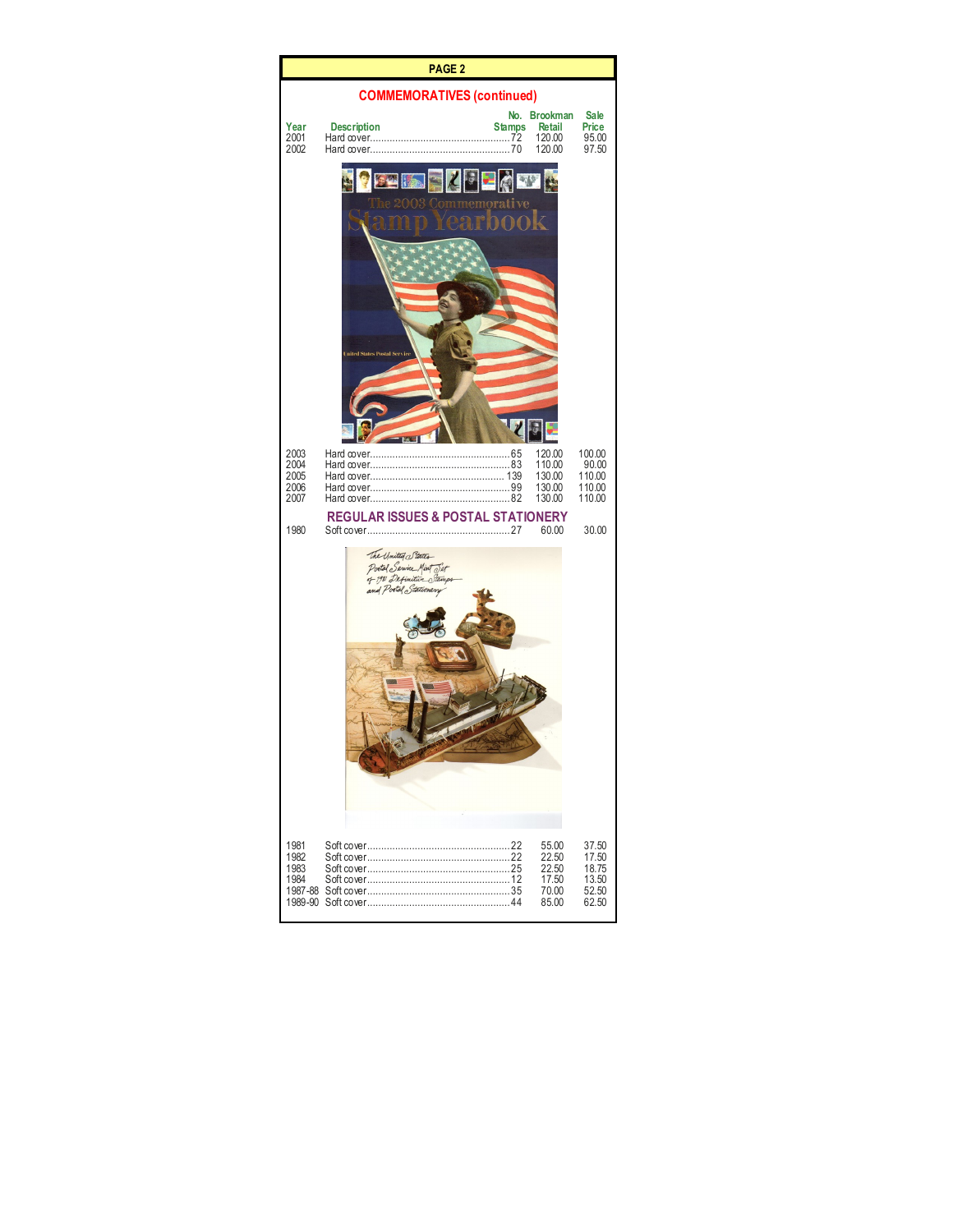PAGE 2

## COMMEMORATIVES (continued)

| Year | Description | No. Stamps | Brookman Retail | Sale Price |
|---|---|---|---|---|
| 2001 | Hard cover | 72 | 120.00 | 95.00 |
| 2002 | Hard cover | 70 | 120.00 | 97.50 |
| 2003 | Hard cover | 65 | 120.00 | 100.00 |
| 2004 | Hard cover | 83 | 110.00 | 90.00 |
| 2005 | Hard cover | 139 | 130.00 | 110.00 |
| 2006 | Hard cover | 99 | 130.00 | 110.00 |
| 2007 | Hard cover | 82 | 130.00 | 110.00 |

## REGULAR ISSUES & POSTAL STATIONERY

| Year | Description | No. Stamps | Brookman Retail | Sale Price |
|---|---|---|---|---|
| 1980 | Soft cover | 27 | 60.00 | 30.00 |
| 1981 | Soft cover | 22 | 55.00 | 37.50 |
| 1982 | Soft cover | 22 | 22.50 | 17.50 |
| 1983 | Soft cover | 25 | 22.50 | 18.75 |
| 1984 | Soft cover | 12 | 17.50 | 13.50 |
| 1987-88 | Soft cover | 35 | 70.00 | 52.50 |
| 1989-90 | Soft cover | 44 | 85.00 | 62.50 |